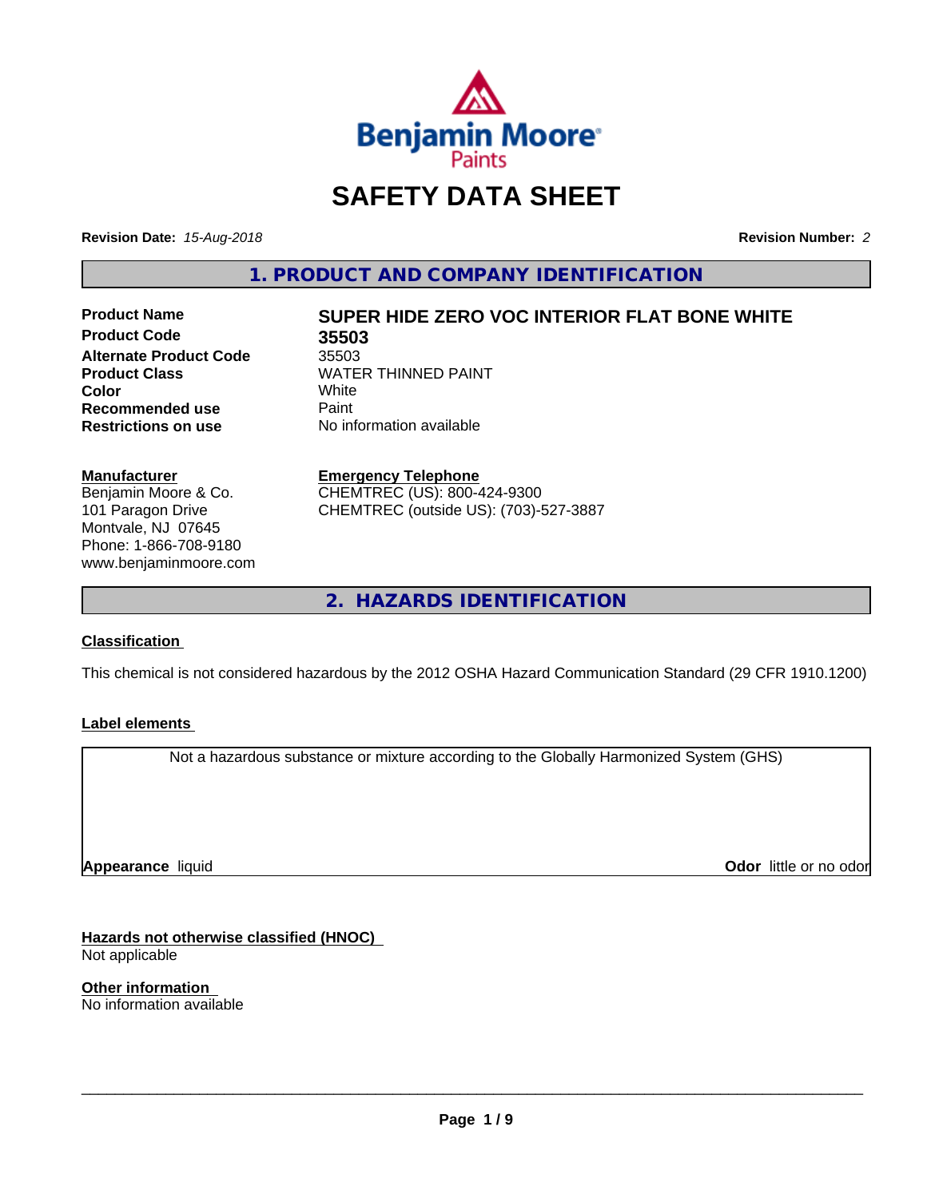Benjamin Moore Paints

# SAFETY DATA SHEET

**Revision Date:** *15-Aug-2018* **Revision Number:** *2*

## 1. PRODUCT AND COMPANY IDENTIFICATION

| | |
|---|---|
| **Product Name** | **SUPER HIDE ZERO VOC INTERIOR FLAT BONE WHITE** |
| **Product Code** | **35503** |
| **Alternate Product Code** | 35503 |
| **Product Class** | WATER THINNED PAINT |
| **Color** | White |
| **Recommended use** | Paint |
| **Restrictions on use** | No information available |

**Manufacturer**
Benjamin Moore & Co.
101 Paragon Drive
Montvale, NJ 07645
Phone: 1-866-708-9180
www.benjaminmoore.com

**Emergency Telephone**
CHEMTREC (US): 800-424-9300
CHEMTREC (outside US): (703)-527-3887

## 2. HAZARDS IDENTIFICATION

**Classification**

This chemical is not considered hazardous by the 2012 OSHA Hazard Communication Standard (29 CFR 1910.1200)

**Label elements**

Not a hazardous substance or mixture according to the Globally Harmonized System (GHS)

**Appearance** liquid **Odor** little or no odor

**Hazards not otherwise classified (HNOC)**
Not applicable

**Other information**
No information available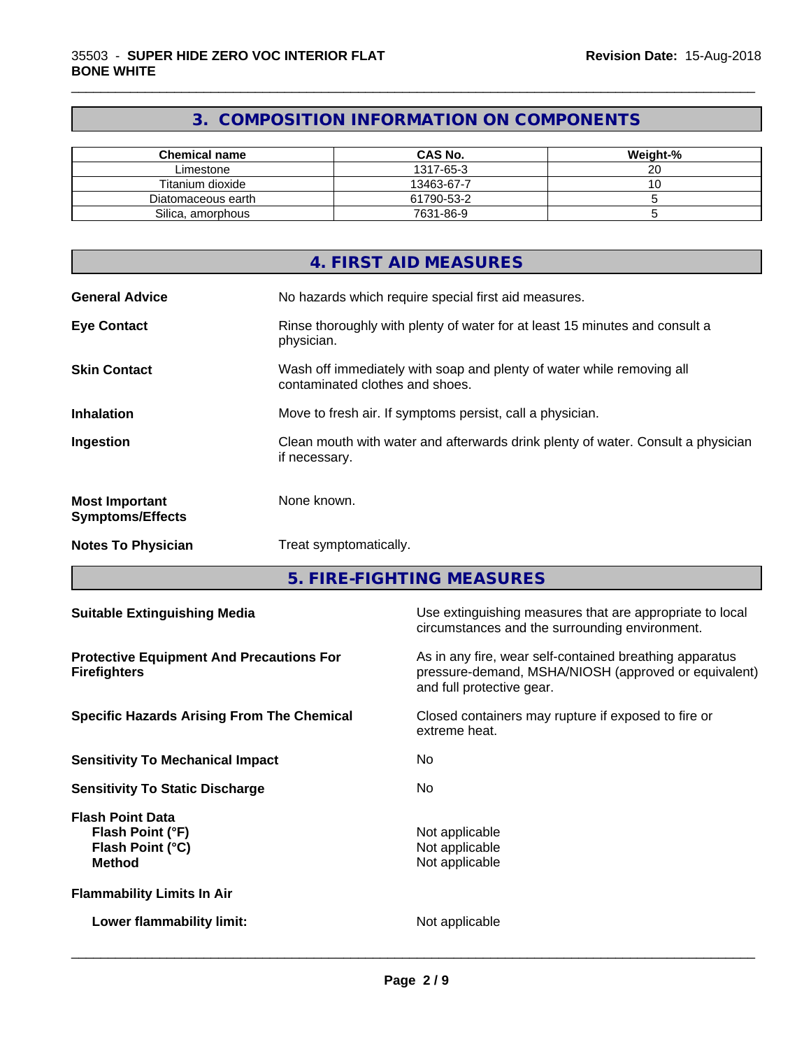## 3. COMPOSITION INFORMATION ON COMPONENTS

| Chemical name | CAS No. | Weight-% |
|---|---|---|
| Limestone | 1317-65-3 | 20 |
| Titanium dioxide | 13463-67-7 | 10 |
| Diatomaceous earth | 61790-53-2 | 5 |
| Silica, amorphous | 7631-86-9 | 5 |

## 4. FIRST AID MEASURES

**General Advice** No hazards which require special first aid measures.

**Eye Contact** Rinse thoroughly with plenty of water for at least 15 minutes and consult a physician.

**Skin Contact** Wash off immediately with soap and plenty of water while removing all contaminated clothes and shoes.

**Inhalation** Move to fresh air. If symptoms persist, call a physician.

**Ingestion** Clean mouth with water and afterwards drink plenty of water. Consult a physician if necessary.

**Most Important Symptoms/Effects** None known.

**Notes To Physician** Treat symptomatically.

## 5. FIRE-FIGHTING MEASURES

**Suitable Extinguishing Media** Use extinguishing measures that are appropriate to local circumstances and the surrounding environment.

**Protective Equipment And Precautions For Firefighters** As in any fire, wear self-contained breathing apparatus pressure-demand, MSHA/NIOSH (approved or equivalent) and full protective gear.

**Specific Hazards Arising From The Chemical** Closed containers may rupture if exposed to fire or extreme heat.

**Sensitivity To Mechanical Impact** No

**Sensitivity To Static Discharge** No

**Flash Point Data**
- **Flash Point (°F)** Not applicable
- **Flash Point (°C)** Not applicable
- **Method** Not applicable

**Flammability Limits In Air**

- **Lower flammability limit:** Not applicable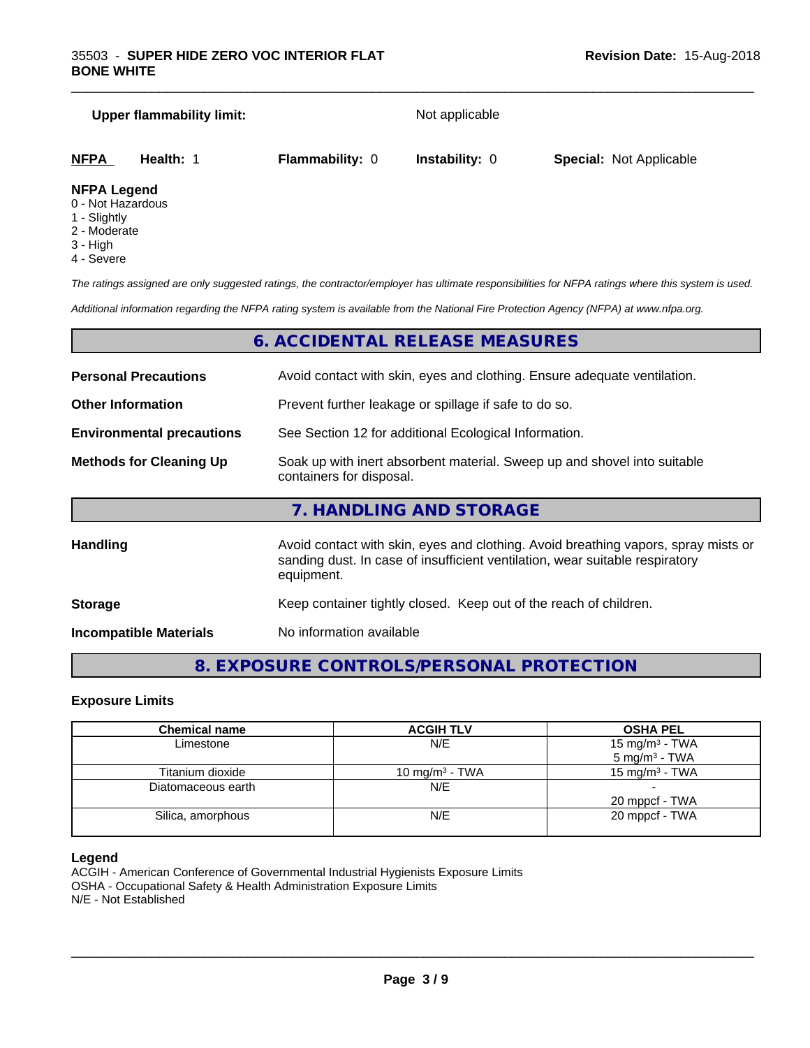**Upper flammability limit:** Not applicable

| **NFPA** | **Health:** 1 | **Flammability:** 0 | **Instability:** 0 | **Special:** Not Applicable |
|---|---|---|---|---|

**NFPA Legend**
0 - Not Hazardous
1 - Slightly
2 - Moderate
3 - High
4 - Severe

*The ratings assigned are only suggested ratings, the contractor/employer has ultimate responsibilities for NFPA ratings where this system is used.*

*Additional information regarding the NFPA rating system is available from the National Fire Protection Agency (NFPA) at www.nfpa.org.*

## 6. ACCIDENTAL RELEASE MEASURES

**Personal Precautions** Avoid contact with skin, eyes and clothing. Ensure adequate ventilation.

**Other Information** Prevent further leakage or spillage if safe to do so.

**Environmental precautions** See Section 12 for additional Ecological Information.

**Methods for Cleaning Up** Soak up with inert absorbent material. Sweep up and shovel into suitable containers for disposal.

## 7. HANDLING AND STORAGE

**Handling** Avoid contact with skin, eyes and clothing. Avoid breathing vapors, spray mists or sanding dust. In case of insufficient ventilation, wear suitable respiratory equipment.

**Storage** Keep container tightly closed. Keep out of the reach of children.

**Incompatible Materials** No information available

## 8. EXPOSURE CONTROLS/PERSONAL PROTECTION

### Exposure Limits

| Chemical name | ACGIH TLV | OSHA PEL |
|---|---|---|
| Limestone | N/E | 15 mg/m³ - TWA<br>5 mg/m³ - TWA |
| Titanium dioxide | 10 mg/m³ - TWA | 15 mg/m³ - TWA |
| Diatomaceous earth | N/E | -<br>20 mppcf - TWA |
| Silica, amorphous | N/E | 20 mppcf - TWA |

**Legend**
ACGIH - American Conference of Governmental Industrial Hygienists Exposure Limits
OSHA - Occupational Safety & Health Administration Exposure Limits
N/E - Not Established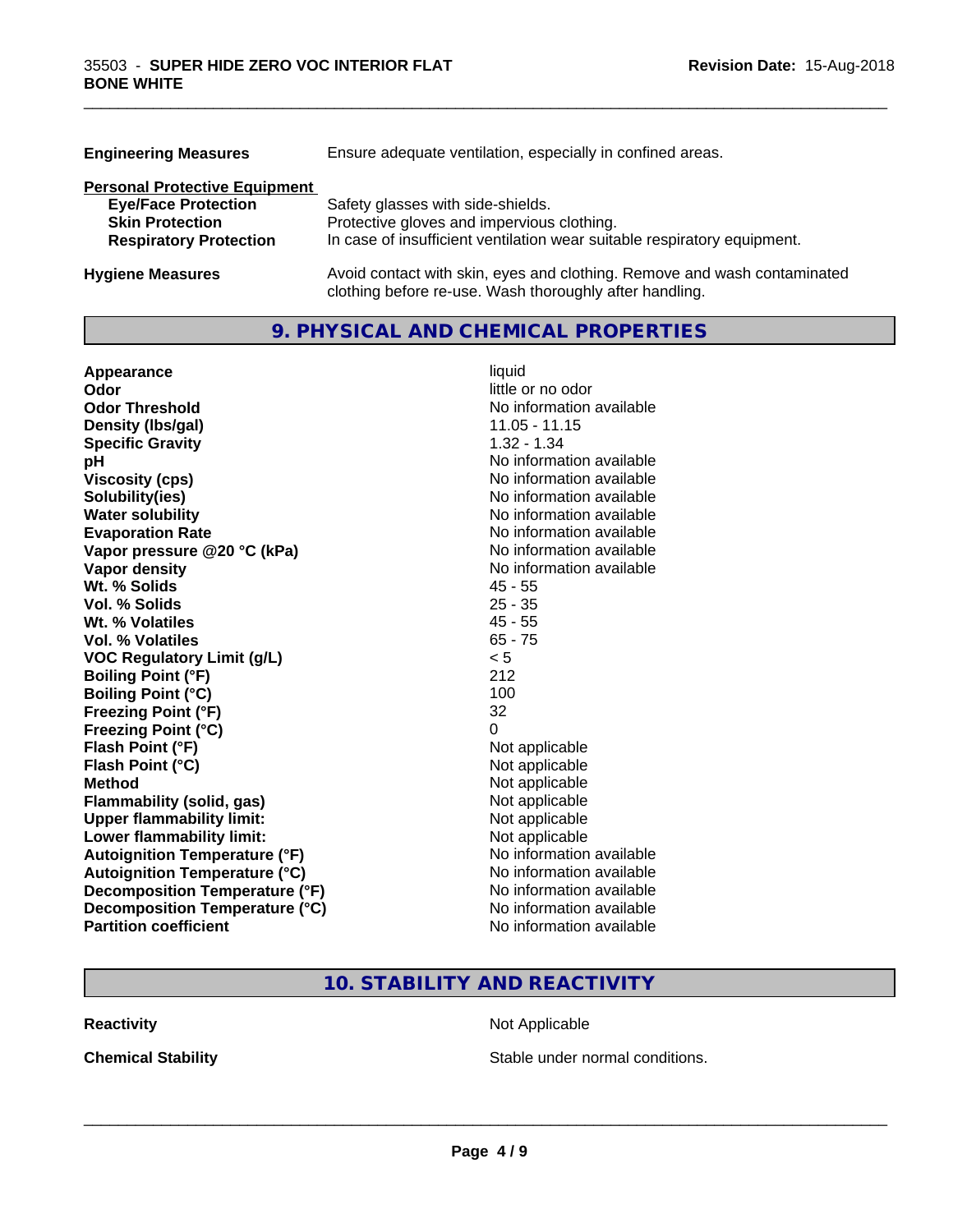| | |
|---|---|
| **Engineering Measures** | Ensure adequate ventilation, especially in confined areas. |

**Personal Protective Equipment**

| | |
|---|---|
| **Eye/Face Protection** | Safety glasses with side-shields. |
| **Skin Protection** | Protective gloves and impervious clothing. |
| **Respiratory Protection** | In case of insufficient ventilation wear suitable respiratory equipment. |
| **Hygiene Measures** | Avoid contact with skin, eyes and clothing. Remove and wash contaminated clothing before re-use. Wash thoroughly after handling. |

## 9. PHYSICAL AND CHEMICAL PROPERTIES

| | |
|---|---|
| **Appearance** | liquid |
| **Odor** | little or no odor |
| **Odor Threshold** | No information available |
| **Density (lbs/gal)** | 11.05 - 11.15 |
| **Specific Gravity** | 1.32 - 1.34 |
| **pH** | No information available |
| **Viscosity (cps)** | No information available |
| **Solubility(ies)** | No information available |
| **Water solubility** | No information available |
| **Evaporation Rate** | No information available |
| **Vapor pressure @20 °C (kPa)** | No information available |
| **Vapor density** | No information available |
| **Wt. % Solids** | 45 - 55 |
| **Vol. % Solids** | 25 - 35 |
| **Wt. % Volatiles** | 45 - 55 |
| **Vol. % Volatiles** | 65 - 75 |
| **VOC Regulatory Limit (g/L)** | < 5 |
| **Boiling Point (°F)** | 212 |
| **Boiling Point (°C)** | 100 |
| **Freezing Point (°F)** | 32 |
| **Freezing Point (°C)** | 0 |
| **Flash Point (°F)** | Not applicable |
| **Flash Point (°C)** | Not applicable |
| **Method** | Not applicable |
| **Flammability (solid, gas)** | Not applicable |
| **Upper flammability limit:** | Not applicable |
| **Lower flammability limit:** | Not applicable |
| **Autoignition Temperature (°F)** | No information available |
| **Autoignition Temperature (°C)** | No information available |
| **Decomposition Temperature (°F)** | No information available |
| **Decomposition Temperature (°C)** | No information available |
| **Partition coefficient** | No information available |

## 10. STABILITY AND REACTIVITY

| | |
|---|---|
| **Reactivity** | Not Applicable |
| **Chemical Stability** | Stable under normal conditions. |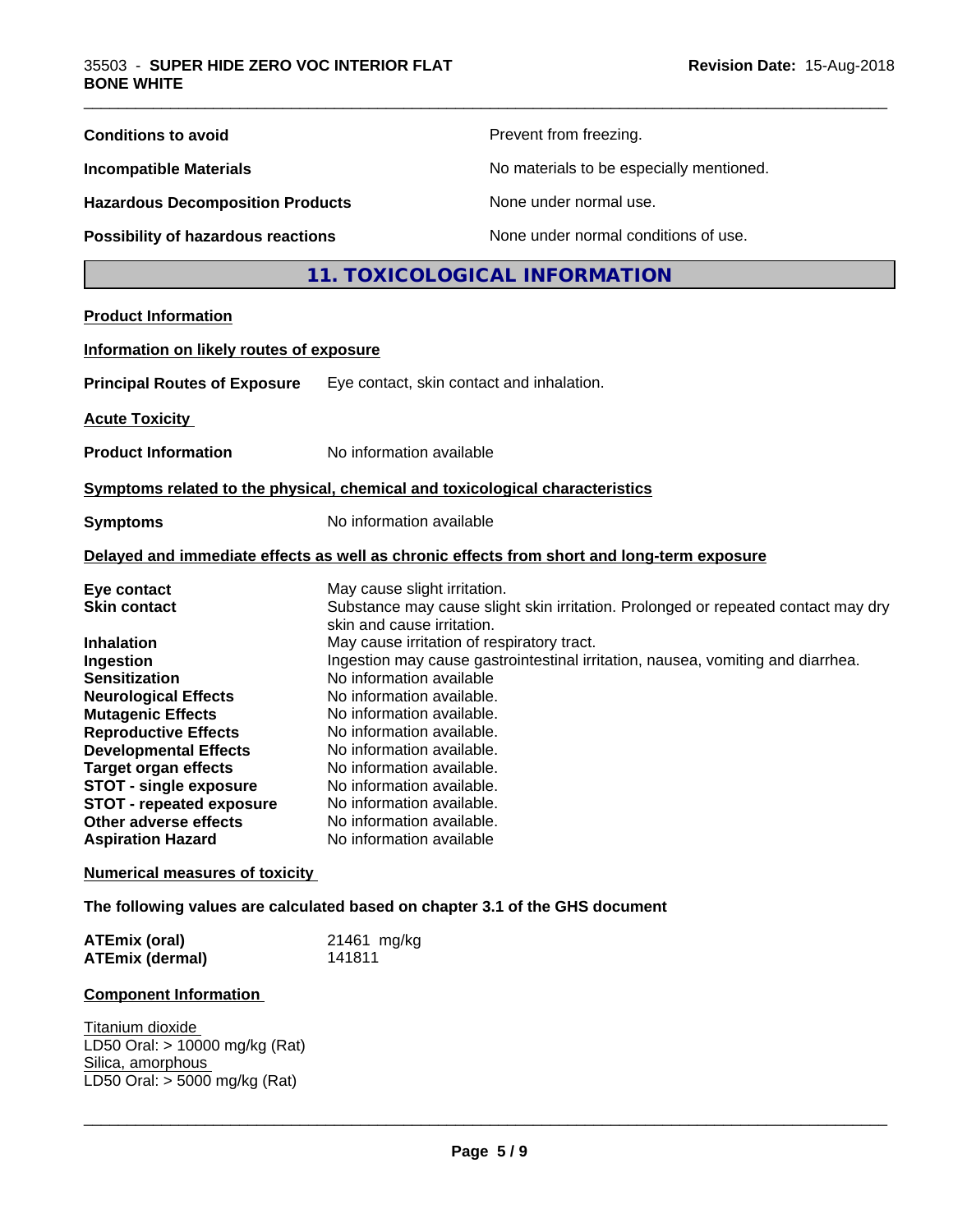| | |
|---|---|
| **Conditions to avoid** | Prevent from freezing. |
| **Incompatible Materials** | No materials to be especially mentioned. |
| **Hazardous Decomposition Products** | None under normal use. |
| **Possibility of hazardous reactions** | None under normal conditions of use. |

## 11. TOXICOLOGICAL INFORMATION

**Product Information**

**Information on likely routes of exposure**

**Principal Routes of Exposure** Eye contact, skin contact and inhalation.

**Acute Toxicity**

**Product Information** No information available

**Symptoms related to the physical, chemical and toxicological characteristics**

**Symptoms** No information available

**Delayed and immediate effects as well as chronic effects from short and long-term exposure**

| | |
|---|---|
| **Eye contact** | May cause slight irritation. |
| **Skin contact** | Substance may cause slight skin irritation. Prolonged or repeated contact may dry skin and cause irritation. |
| **Inhalation** | May cause irritation of respiratory tract. |
| **Ingestion** | Ingestion may cause gastrointestinal irritation, nausea, vomiting and diarrhea. |
| **Sensitization** | No information available |
| **Neurological Effects** | No information available. |
| **Mutagenic Effects** | No information available. |
| **Reproductive Effects** | No information available. |
| **Developmental Effects** | No information available. |
| **Target organ effects** | No information available. |
| **STOT - single exposure** | No information available. |
| **STOT - repeated exposure** | No information available. |
| **Other adverse effects** | No information available. |
| **Aspiration Hazard** | No information available |

**Numerical measures of toxicity**

**The following values are calculated based on chapter 3.1 of the GHS document**

| | |
|---|---|
| **ATEmix (oral)** | 21461 mg/kg |
| **ATEmix (dermal)** | 141811 |

**Component Information**

Titanium dioxide
LD50 Oral: > 10000 mg/kg (Rat)
Silica, amorphous
LD50 Oral: > 5000 mg/kg (Rat)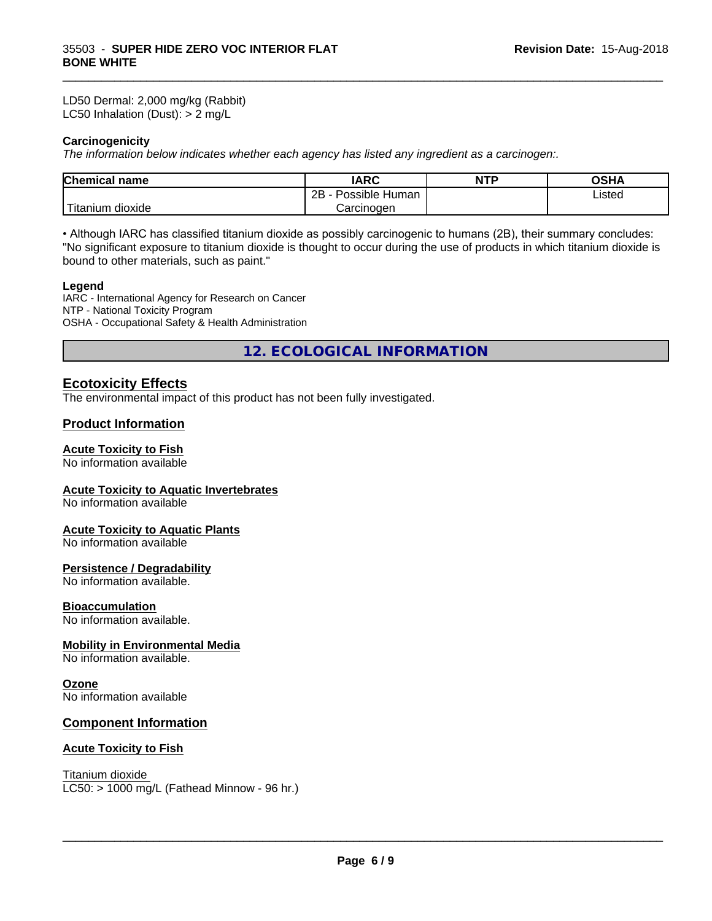LD50 Dermal: 2,000 mg/kg (Rabbit)
LC50 Inhalation (Dust): > 2 mg/L

**Carcinogenicity**

*The information below indicates whether each agency has listed any ingredient as a carcinogen:.*

| Chemical name | IARC | NTP | OSHA |
|---|---|---|---|
| Titanium dioxide | 2B - Possible Human Carcinogen | | Listed |

• Although IARC has classified titanium dioxide as possibly carcinogenic to humans (2B), their summary concludes: "No significant exposure to titanium dioxide is thought to occur during the use of products in which titanium dioxide is bound to other materials, such as paint."

**Legend**

IARC - International Agency for Research on Cancer
NTP - National Toxicity Program
OSHA - Occupational Safety & Health Administration

# 12. ECOLOGICAL INFORMATION

## Ecotoxicity Effects

The environmental impact of this product has not been fully investigated.

## Product Information

### Acute Toxicity to Fish

No information available

### Acute Toxicity to Aquatic Invertebrates

No information available

### Acute Toxicity to Aquatic Plants

No information available

### Persistence / Degradability

No information available.

### Bioaccumulation

No information available.

### Mobility in Environmental Media

No information available.

### Ozone

No information available

## Component Information

### Acute Toxicity to Fish

Titanium dioxide
LC50: > 1000 mg/L (Fathead Minnow - 96 hr.)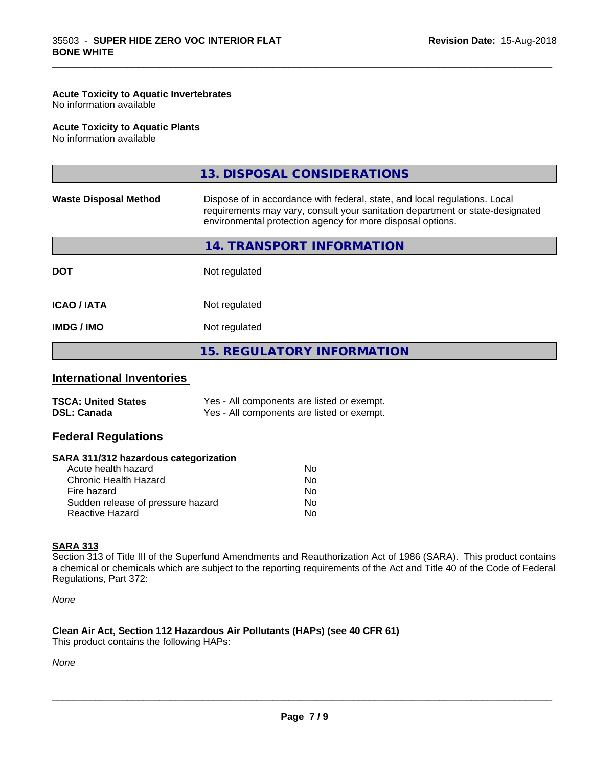**Acute Toxicity to Aquatic Invertebrates**
No information available

**Acute Toxicity to Aquatic Plants**
No information available

## 13. DISPOSAL CONSIDERATIONS

| | |
|---|---|
| **Waste Disposal Method** | Dispose of in accordance with federal, state, and local regulations. Local requirements may vary, consult your sanitation department or state-designated environmental protection agency for more disposal options. |

## 14. TRANSPORT INFORMATION

| | |
|---|---|
| **DOT** | Not regulated |
| **ICAO / IATA** | Not regulated |
| **IMDG / IMO** | Not regulated |

## 15. REGULATORY INFORMATION

### International Inventories

| | |
|---|---|
| **TSCA: United States** | Yes - All components are listed or exempt. |
| **DSL: Canada** | Yes - All components are listed or exempt. |

### Federal Regulations

**SARA 311/312 hazardous categorization**

| | |
|---|---|
| Acute health hazard | No |
| Chronic Health Hazard | No |
| Fire hazard | No |
| Sudden release of pressure hazard | No |
| Reactive Hazard | No |

**SARA 313**
Section 313 of Title III of the Superfund Amendments and Reauthorization Act of 1986 (SARA). This product contains a chemical or chemicals which are subject to the reporting requirements of the Act and Title 40 of the Code of Federal Regulations, Part 372:

*None*

**Clean Air Act, Section 112 Hazardous Air Pollutants (HAPs) (see 40 CFR 61)**
This product contains the following HAPs:

*None*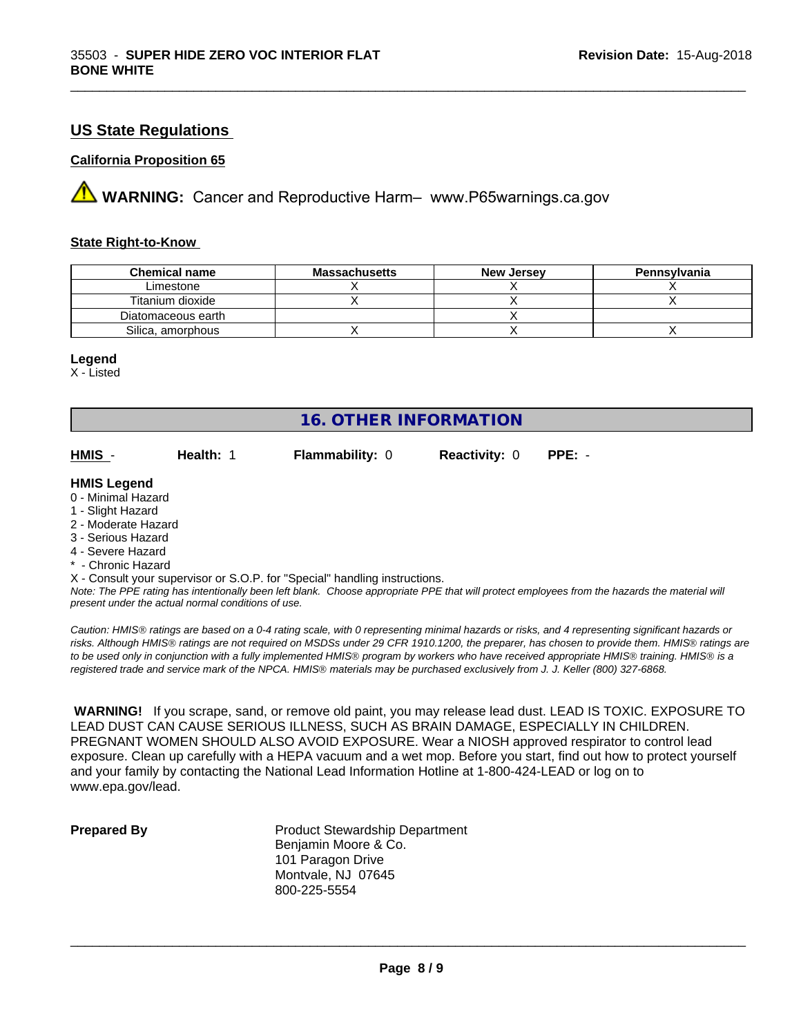## US State Regulations

### California Proposition 65

⚠ **WARNING:** Cancer and Reproductive Harm– www.P65warnings.ca.gov

### State Right-to-Know

| Chemical name | Massachusetts | New Jersey | Pennsylvania |
|---|---|---|---|
| Limestone | X | X | X |
| Titanium dioxide | X | X | X |
| Diatomaceous earth | | X | |
| Silica, amorphous | X | X | X |

**Legend**
X - Listed

## 16. OTHER INFORMATION

**HMIS** - **Health:** 1 **Flammability:** 0 **Reactivity:** 0 **PPE:** -

**HMIS Legend**
0 - Minimal Hazard
1 - Slight Hazard
2 - Moderate Hazard
3 - Serious Hazard
4 - Severe Hazard
* - Chronic Hazard
X - Consult your supervisor or S.O.P. for "Special" handling instructions.
*Note: The PPE rating has intentionally been left blank. Choose appropriate PPE that will protect employees from the hazards the material will present under the actual normal conditions of use.*

*Caution: HMIS® ratings are based on a 0-4 rating scale, with 0 representing minimal hazards or risks, and 4 representing significant hazards or risks. Although HMIS® ratings are not required on MSDSs under 29 CFR 1910.1200, the preparer, has chosen to provide them. HMIS® ratings are to be used only in conjunction with a fully implemented HMIS® program by workers who have received appropriate HMIS® training. HMIS® is a registered trade and service mark of the NPCA. HMIS® materials may be purchased exclusively from J. J. Keller (800) 327-6868.*

**WARNING!** If you scrape, sand, or remove old paint, you may release lead dust. LEAD IS TOXIC. EXPOSURE TO LEAD DUST CAN CAUSE SERIOUS ILLNESS, SUCH AS BRAIN DAMAGE, ESPECIALLY IN CHILDREN. PREGNANT WOMEN SHOULD ALSO AVOID EXPOSURE. Wear a NIOSH approved respirator to control lead exposure. Clean up carefully with a HEPA vacuum and a wet mop. Before you start, find out how to protect yourself and your family by contacting the National Lead Information Hotline at 1-800-424-LEAD or log on to www.epa.gov/lead.

**Prepared By**
Product Stewardship Department
Benjamin Moore & Co.
101 Paragon Drive
Montvale, NJ 07645
800-225-5554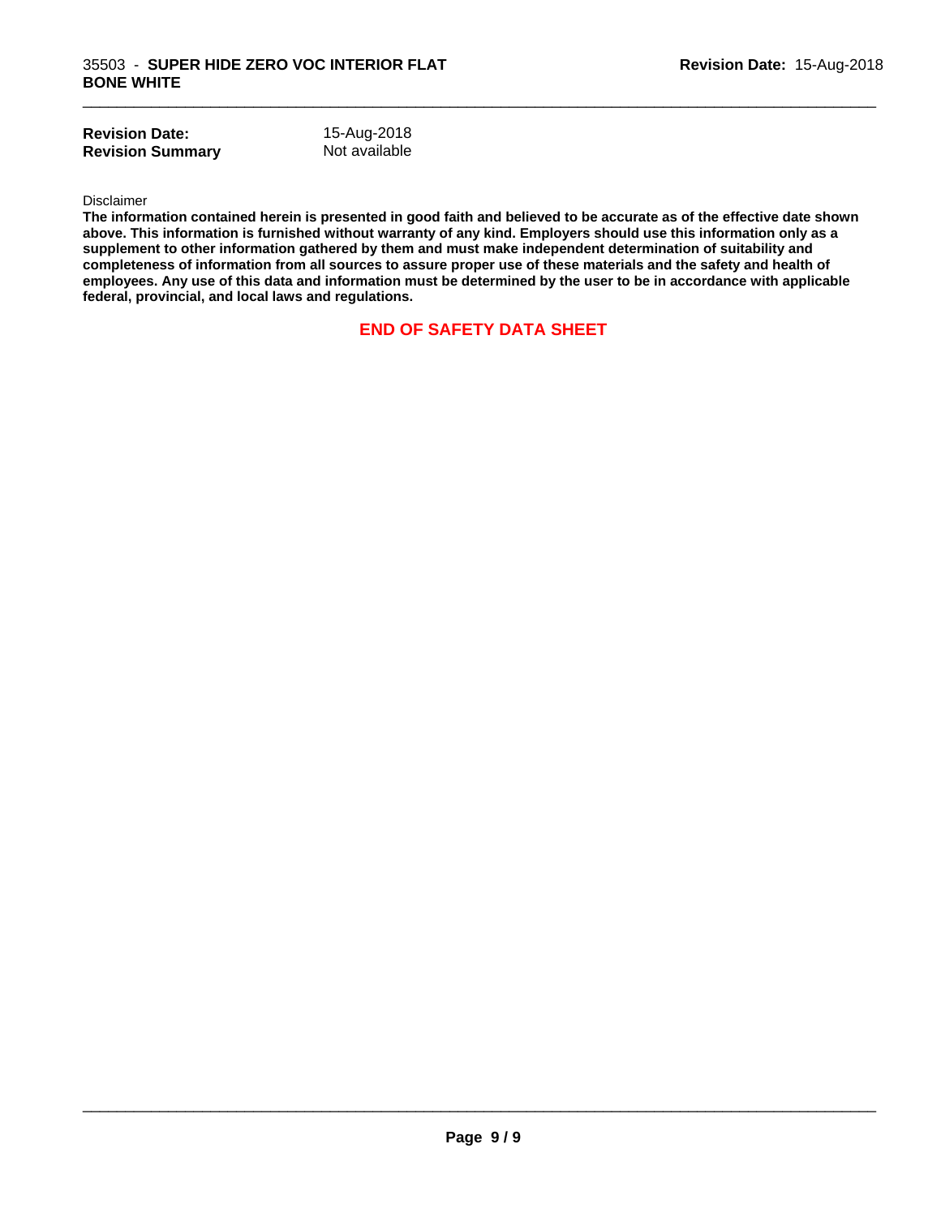**Revision Date:** 15-Aug-2018
**Revision Summary** Not available

Disclaimer

**The information contained herein is presented in good faith and believed to be accurate as of the effective date shown above. This information is furnished without warranty of any kind. Employers should use this information only as a supplement to other information gathered by them and must make independent determination of suitability and completeness of information from all sources to assure proper use of these materials and the safety and health of employees. Any use of this data and information must be determined by the user to be in accordance with applicable federal, provincial, and local laws and regulations.**

**END OF SAFETY DATA SHEET**